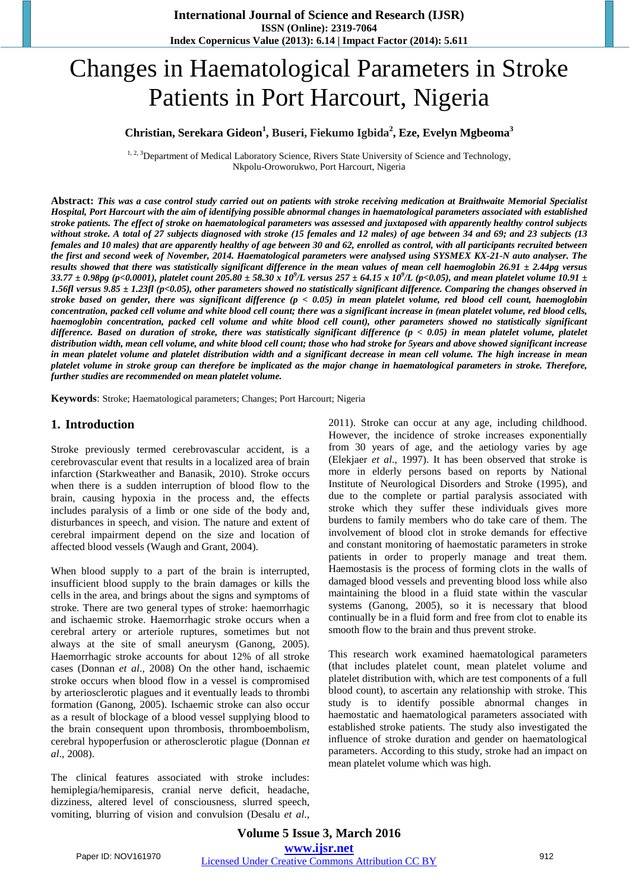# Changes in Haematological Parameters in Stroke Patients in Port Harcourt, Nigeria

**Christian, Serekara Gideon[1], Buseri, Fiekumo Igbida[2], Eze, Evelyn Mgbeoma[3]**

[1, 2, 3]Department of Medical Laboratory Science, Rivers State University of Science and Technology, Nkpolu-Oroworukwo, Port Harcourt, Nigeria

**Abstract:** ***This was a case control study carried out on patients with stroke receiving medication at Braithwaite Memorial Specialist Hospital, Port Harcourt with the aim of identifying possible abnormal changes in haematological parameters associated with established stroke patients. The effect of stroke on haematological parameters was assessed and juxtaposed with apparently healthy control subjects without stroke. A total of 27 subjects diagnosed with stroke (15 females and 12 males) of age between 34 and 69; and 23 subjects (13 females and 10 males) that are apparently healthy of age between 30 and 62, enrolled as control, with all participants recruited between the first and second week of November, 2014. Haematological parameters were analysed using SYSMEX KX-21-N auto analyser. The results showed that there was statistically significant difference in the mean values of mean cell haemoglobin 26.91 ± 2.44pg versus 33.77 ± 0.98pg ($p<0.0001$), platelet count 205.80 ± 58.30 x $10^9$/L versus 257 ± 64.15 x $10^9$/L ($p<0.05$), and mean platelet volume 10.91 ± 1.56fl versus 9.85 ± 1.23fl ($p<0.05$), other parameters showed no statistically significant difference. Comparing the changes observed in stroke based on gender, there was significant difference ($p < 0.05$) in mean platelet volume, red blood cell count, haemoglobin concentration, packed cell volume and white blood cell count; there was a significant increase in (mean platelet volume, red blood cells, haemoglobin concentration, packed cell volume and white blood cell count), other parameters showed no statistically significant difference. Based on duration of stroke, there was statistically significant difference ($p < 0.05$) in mean platelet volume, platelet distribution width, mean cell volume, and white blood cell count; those who had stroke for 5years and above showed significant increase in mean platelet volume and platelet distribution width and a significant decrease in mean cell volume. The high increase in mean platelet volume in stroke group can therefore be implicated as the major change in haematological parameters in stroke. Therefore, further studies are recommended on mean platelet volume.***

**Keywords**: Stroke; Haematological parameters; Changes; Port Harcourt; Nigeria

## 1. Introduction

Stroke previously termed cerebrovascular accident, is a cerebrovascular event that results in a localized area of brain infarction (Starkweather and Banasik, 2010). Stroke occurs when there is a sudden interruption of blood flow to the brain, causing hypoxia in the process and, the effects includes paralysis of a limb or one side of the body and, disturbances in speech, and vision. The nature and extent of cerebral impairment depend on the size and location of affected blood vessels (Waugh and Grant, 2004).

When blood supply to a part of the brain is interrupted, insufficient blood supply to the brain damages or kills the cells in the area, and brings about the signs and symptoms of stroke. There are two general types of stroke: haemorrhagic and ischaemic stroke. Haemorrhagic stroke occurs when a cerebral artery or arteriole ruptures, sometimes but not always at the site of small aneurysm (Ganong, 2005). Haemorrhagic stroke accounts for about 12% of all stroke cases (Donnan *et al*., 2008) On the other hand, ischaemic stroke occurs when blood flow in a vessel is compromised by arteriosclerotic plagues and it eventually leads to thrombi formation (Ganong, 2005). Ischaemic stroke can also occur as a result of blockage of a blood vessel supplying blood to the brain consequent upon thrombosis, thromboembolism, cerebral hypoperfusion or atherosclerotic plague (Donnan *et al*., 2008).

The clinical features associated with stroke includes: hemiplegia/hemiparesis, cranial nerve deficit, headache, dizziness, altered level of consciousness, slurred speech, vomiting, blurring of vision and convulsion (Desalu *et al*., 2011). Stroke can occur at any age, including childhood. However, the incidence of stroke increases exponentially from 30 years of age, and the aetiology varies by age (Elekjaer *et al*., 1997). It has been observed that stroke is more in elderly persons based on reports by National Institute of Neurological Disorders and Stroke (1995), and due to the complete or partial paralysis associated with stroke which they suffer these individuals gives more burdens to family members who do take care of them. The involvement of blood clot in stroke demands for effective and constant monitoring of haemostatic parameters in stroke patients in order to properly manage and treat them. Haemostasis is the process of forming clots in the walls of damaged blood vessels and preventing blood loss while also maintaining the blood in a fluid state within the vascular systems (Ganong, 2005), so it is necessary that blood continually be in a fluid form and free from clot to enable its smooth flow to the brain and thus prevent stroke.

This research work examined haematological parameters (that includes platelet count, mean platelet volume and platelet distribution with, which are test components of a full blood count), to ascertain any relationship with stroke. This study is to identify possible abnormal changes in haemostatic and haematological parameters associated with established stroke patients. The study also investigated the influence of stroke duration and gender on haematological parameters. According to this study, stroke had an impact on mean platelet volume which was high.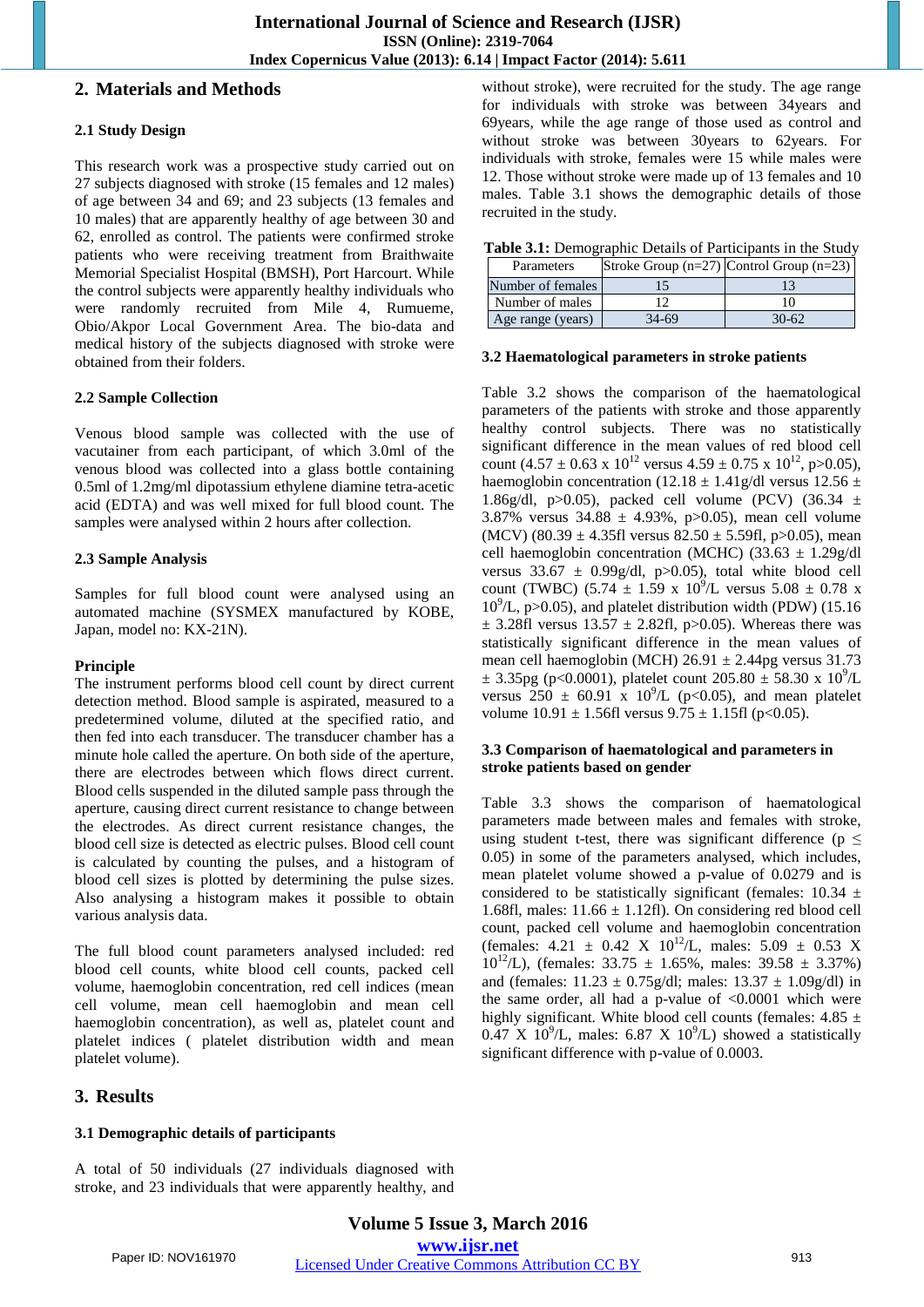## 2. Materials and Methods

### 2.1 Study Design

This research work was a prospective study carried out on 27 subjects diagnosed with stroke (15 females and 12 males) of age between 34 and 69; and 23 subjects (13 females and 10 males) that are apparently healthy of age between 30 and 62, enrolled as control. The patients were confirmed stroke patients who were receiving treatment from Braithwaite Memorial Specialist Hospital (BMSH), Port Harcourt. While the control subjects were apparently healthy individuals who were randomly recruited from Mile 4, Rumueme, Obio/Akpor Local Government Area. The bio-data and medical history of the subjects diagnosed with stroke were obtained from their folders.

### 2.2 Sample Collection

Venous blood sample was collected with the use of vacutainer from each participant, of which 3.0ml of the venous blood was collected into a glass bottle containing 0.5ml of 1.2mg/ml dipotassium ethylene diamine tetra-acetic acid (EDTA) and was well mixed for full blood count. The samples were analysed within 2 hours after collection.

### 2.3 Sample Analysis

Samples for full blood count were analysed using an automated machine (SYSMEX manufactured by KOBE, Japan, model no: KX-21N).

**Principle**

The instrument performs blood cell count by direct current detection method. Blood sample is aspirated, measured to a predetermined volume, diluted at the specified ratio, and then fed into each transducer. The transducer chamber has a minute hole called the aperture. On both side of the aperture, there are electrodes between which flows direct current. Blood cells suspended in the diluted sample pass through the aperture, causing direct current resistance to change between the electrodes. As direct current resistance changes, the blood cell size is detected as electric pulses. Blood cell count is calculated by counting the pulses, and a histogram of blood cell sizes is plotted by determining the pulse sizes. Also analysing a histogram makes it possible to obtain various analysis data.

The full blood count parameters analysed included: red blood cell counts, white blood cell counts, packed cell volume, haemoglobin concentration, red cell indices (mean cell volume, mean cell haemoglobin and mean cell haemoglobin concentration), as well as, platelet count and platelet indices ( platelet distribution width and mean platelet volume).

## 3. Results

### 3.1 Demographic details of participants

A total of 50 individuals (27 individuals diagnosed with stroke, and 23 individuals that were apparently healthy, and without stroke), were recruited for the study. The age range for individuals with stroke was between 34years and 69years, while the age range of those used as control and without stroke was between 30years to 62years. For individuals with stroke, females were 15 while males were 12. Those without stroke were made up of 13 females and 10 males. Table 3.1 shows the demographic details of those recruited in the study.

**Table 3.1:** Demographic Details of Participants in the Study

| Parameters | Stroke Group (n=27) | Control Group (n=23) |
|---|---|---|
| Number of females | 15 | 13 |
| Number of males | 12 | 10 |
| Age range (years) | 34-69 | 30-62 |

### 3.2 Haematological parameters in stroke patients

Table 3.2 shows the comparison of the haematological parameters of the patients with stroke and those apparently healthy control subjects. There was no statistically significant difference in the mean values of red blood cell count ($4.57 \pm 0.63 \times 10^{12}$ versus $4.59 \pm 0.75 \times 10^{12}$, $p>0.05$), haemoglobin concentration ($12.18 \pm 1.41$g/dl versus $12.56 \pm 1.86$g/dl, $p>0.05$), packed cell volume (PCV) ($36.34 \pm 3.87$% versus $34.88 \pm 4.93$%, $p>0.05$), mean cell volume (MCV) ($80.39 \pm 4.35$fl versus $82.50 \pm 5.59$fl, $p>0.05$), mean cell haemoglobin concentration (MCHC) ($33.63 \pm 1.29$g/dl versus $33.67 \pm 0.99$g/dl, $p>0.05$), total white blood cell count (TWBC) ($5.74 \pm 1.59 \times 10^9$/L versus $5.08 \pm 0.78 \times 10^9$/L, $p>0.05$), and platelet distribution width (PDW) ($15.16 \pm 3.28$fl versus $13.57 \pm 2.82$fl, $p>0.05$). Whereas there was statistically significant difference in the mean values of mean cell haemoglobin (MCH) $26.91 \pm 2.44$pg versus $31.73 \pm 3.35$pg ($p<0.0001$), platelet count $205.80 \pm 58.30 \times 10^9$/L versus $250 \pm 60.91 \times 10^9$/L ($p<0.05$), and mean platelet volume $10.91 \pm 1.56$fl versus $9.75 \pm 1.15$fl ($p<0.05$).

### 3.3 Comparison of haematological and parameters in stroke patients based on gender

Table 3.3 shows the comparison of haematological parameters made between males and females with stroke, using student t-test, there was significant difference ($p \leq 0.05$) in some of the parameters analysed, which includes, mean platelet volume showed a p-value of 0.0279 and is considered to be statistically significant (females: $10.34 \pm 1.68$fl, males: $11.66 \pm 1.12$fl). On considering red blood cell count, packed cell volume and haemoglobin concentration (females: $4.21 \pm 0.42 \times 10^{12}$/L, males: $5.09 \pm 0.53 \times 10^{12}$/L), (females: $33.75 \pm 1.65$%, males: $39.58 \pm 3.37$%) and (females: $11.23 \pm 0.75$g/dl; males: $13.37 \pm 1.09$g/dl) in the same order, all had a p-value of $<0.0001$ which were highly significant. White blood cell counts (females: $4.85 \pm 0.47 \times 10^9$/L, males: $6.87 \times 10^9$/L) showed a statistically significant difference with p-value of 0.0003.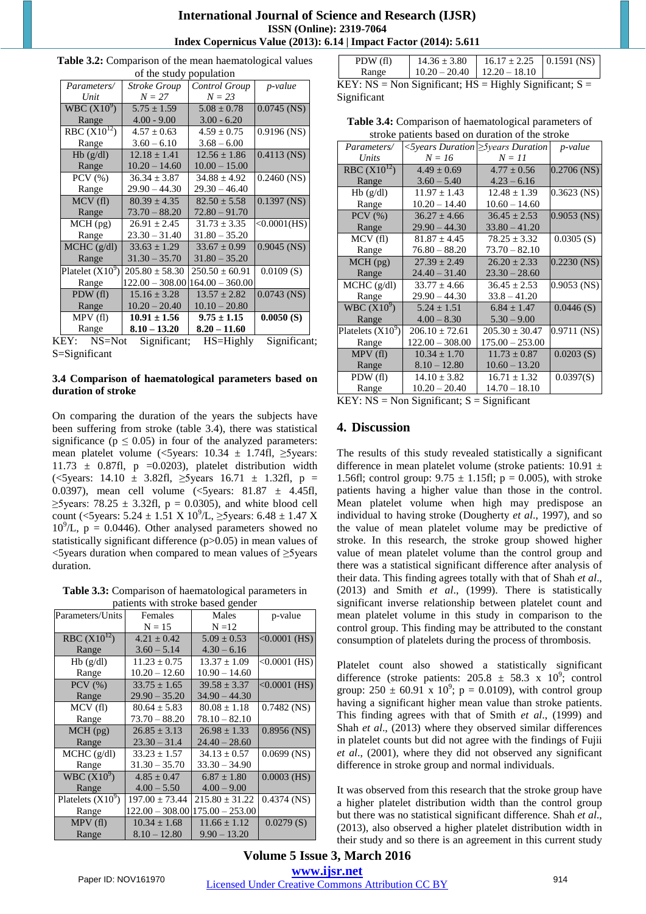**Table 3.2:** Comparison of the mean haematological values of the study population

| *Parameters/ Unit* | *Stroke Group N = 27* | *Control Group N = 23* | *p-value* |
|---|---|---|---|
| WBC ($X10^9$) | 5.75 ± 1.59 | 5.08 ± 0.78 | 0.0745 (NS) |
| Range | 4.00 - 9.00 | 3.00 - 6.20 | |
| RBC ($X10^{12}$) | 4.57 ± 0.63 | 4.59 ± 0.75 | 0.9196 (NS) |
| Range | 3.60 – 6.10 | 3.68 – 6.00 | |
| Hb (g/dl) | 12.18 ± 1.41 | 12.56 ± 1.86 | 0.4113 (NS) |
| Range | 10.20 – 14.60 | 10.00 – 15.00 | |
| PCV (%) | 36.34 ± 3.87 | 34.88 ± 4.92 | 0.2460 (NS) |
| Range | 29.90 – 44.30 | 29.30 – 46.40 | |
| MCV (fl) | 80.39 ± 4.35 | 82.50 ± 5.58 | 0.1397 (NS) |
| Range | 73.70 – 88.20 | 72.80 – 91.70 | |
| MCH (pg) | 26.91 ± 2.45 | 31.73 ± 3.35 | <0.0001(HS) |
| Range | 23.30 – 31.40 | 31.80 – 35.20 | |
| MCHC (g/dl) | 33.63 ± 1.29 | 33.67 ± 0.99 | 0.9045 (NS) |
| Range | 31.30 – 35.70 | 31.80 – 35.20 | |
| Platelet ($X10^9$) | 205.80 ± 58.30 | 250.50 ± 60.91 | 0.0109 (S) |
| Range | 122.00 – 308.00 | 164.00 – 360.00 | |
| PDW (fl) | 15.16 ± 3.28 | 13.57 ± 2.82 | 0.0743 (NS) |
| Range | 10.20 – 20.40 | 10.10 – 20.80 | |
| MPV (fl) | **10.91 ± 1.56** | **9.75 ± 1.15** | **0.0050 (S)** |
| Range | **8.10 – 13.20** | **8.20 – 11.60** | |
| PDW (fl) | 14.36 ± 3.80 | 16.17 ± 2.25 | 0.1591 (NS) |
| Range | 10.20 – 20.40 | 12.20 – 18.10 | |

KEY: NS=Not Significant; HS=Highly Significant; S=Significant

KEY: NS = Non Significant; HS = Highly Significant; S = Significant

### 3.4 Comparison of haematological parameters based on duration of stroke

On comparing the duration of the years the subjects have been suffering from stroke (table 3.4), there was statistical significance ($p \leq 0.05$) in four of the analyzed parameters: mean platelet volume (<5years: 10.34 ± 1.74fl, ≥5years: 11.73 ± 0.87fl, p =0.0203), platelet distribution width (<5years: 14.10 ± 3.82fl, ≥5years 16.71 ± 1.32fl, p = 0.0397), mean cell volume (<5years: 81.87 ± 4.45fl, ≥5years: 78.25 ± 3.32fl, p = 0.0305), and white blood cell count (<5years: 5.24 ± 1.51 X $10^9$/L, ≥5years: 6.48 ± 1.47 X $10^9$/L, p = 0.0446). Other analysed parameters showed no statistically significant difference (p>0.05) in mean values of <5years duration when compared to mean values of ≥5years duration.

**Table 3.3:** Comparison of haematological parameters in patients with stroke based gender

| Parameters/Units | Females N = 15 | Males N =12 | p-value |
|---|---|---|---|
| RBC ($X10^{12}$) | 4.21 ± 0.42 | 5.09 ± 0.53 | <0.0001 (HS) |
| Range | 3.60 – 5.14 | 4.30 – 6.16 | |
| Hb (g/dl) | 11.23 ± 0.75 | 13.37 ± 1.09 | <0.0001 (HS) |
| Range | 10.20 – 12.60 | 10.90 – 14.60 | |
| PCV (%) | 33.75 ± 1.65 | 39.58 ± 3.37 | <0.0001 (HS) |
| Range | 29.90 – 35.20 | 34.90 – 44.30 | |
| MCV (fl) | 80.64 ± 5.83 | 80.08 ± 1.18 | 0.7482 (NS) |
| Range | 73.70 – 88.20 | 78.10 – 82.10 | |
| MCH (pg) | 26.85 ± 3.13 | 26.98 ± 1.33 | 0.8956 (NS) |
| Range | 23.30 – 31.4 | 24.40 – 28.60 | |
| MCHC (g/dl) | 33.23 ± 1.57 | 34.13 ± 0.57 | 0.0699 (NS) |
| Range | 31.30 – 35.70 | 33.30 – 34.90 | |
| WBC ($X10^9$) | 4.85 ± 0.47 | 6.87 ± 1.80 | 0.0003 (HS) |
| Range | 4.00 – 5.50 | 4.00 – 9.00 | |
| Platelets ($X10^9$) | 197.00 ± 73.44 | 215.80 ± 31.22 | 0.4374 (NS) |
| Range | 122.00 – 308.00 | 175.00 – 253.00 | |
| MPV (fl) | 10.34 ± 1.68 | 11.66 ± 1.12 | 0.0279 (S) |
| Range | 8.10 – 12.80 | 9.90 – 13.20 | |

**Table 3.4:** Comparison of haematological parameters of stroke patients based on duration of the stroke

| *Parameters/ Units* | *<5years Duration N = 16* | *≥5years Duration N = 11* | *p-value* |
|---|---|---|---|
| RBC ($X10^{12}$) | 4.49 ± 0.69 | 4.77 ± 0.56 | 0.2706 (NS) |
| Range | 3.60 – 5.40 | 4.23 – 6.16 | |
| Hb (g/dl) | 11.97 ± 1.43 | 12.48 ± 1.39 | 0.3623 (NS) |
| Range | 10.20 – 14.40 | 10.60 – 14.60 | |
| PCV (%) | 36.27 ± 4.66 | 36.45 ± 2.53 | 0.9053 (NS) |
| Range | 29.90 – 44.30 | 33.80 – 41.20 | |
| MCV (fl) | 81.87 ± 4.45 | 78.25 ± 3.32 | 0.0305 (S) |
| Range | 76.80 – 88.20 | 73.70 – 82.10 | |
| MCH (pg) | 27.39 ± 2.49 | 26.20 ± 2.33 | 0.2230 (NS) |
| Range | 24.40 – 31.40 | 23.30 – 28.60 | |
| MCHC (g/dl) | 33.77 ± 4.66 | 36.45 ± 2.53 | 0.9053 (NS) |
| Range | 29.90 – 44.30 | 33.8 – 41.20 | |
| WBC ($X10^9$) | 5.24 ± 1.51 | 6.84 ± 1.47 | 0.0446 (S) |
| Range | 4.00 – 8.30 | 5.30 – 9.00 | |
| Platelets ($X10^9$) | 206.10 ± 72.61 | 205.30 ± 30.47 | 0.9711 (NS) |
| Range | 122.00 – 308.00 | 175.00 – 253.00 | |
| MPV (fl) | 10.34 ± 1.70 | 11.73 ± 0.87 | 0.0203 (S) |
| Range | 8.10 – 12.80 | 10.60 – 13.20 | |
| PDW (fl) | 14.10 ± 3.82 | 16.71 ± 1.32 | 0.0397(S) |
| Range | 10.20 – 20.40 | 14.70 – 18.10 | |

KEY: NS = Non Significant; S = Significant

## 4. Discussion

The results of this study revealed statistically a significant difference in mean platelet volume (stroke patients: 10.91 ± 1.56fl; control group: 9.75 ± 1.15fl; p = 0.005), with stroke patients having a higher value than those in the control. Mean platelet volume when high may predispose an individual to having stroke (Dougherty *et al*., 1997), and so the value of mean platelet volume may be predictive of stroke. In this research, the stroke group showed higher value of mean platelet volume than the control group and there was a statistical significant difference after analysis of their data. This finding agrees totally with that of Shah *et al*., (2013) and Smith *et al*., (1999). There is statistically significant inverse relationship between platelet count and mean platelet volume in this study in comparison to the control group. This finding may be attributed to the constant consumption of platelets during the process of thrombosis.

Platelet count also showed a statistically significant difference (stroke patients: 205.8 ± 58.3 x $10^9$; control group: 250 ± 60.91 x $10^9$; p = 0.0109), with control group having a significant higher mean value than stroke patients. This finding agrees with that of Smith *et al*., (1999) and Shah *et al*., (2013) where they observed similar differences in platelet counts but did not agree with the findings of Fujii *et al*., (2001), where they did not observe any significant difference in stroke group and normal individuals.

It was observed from this research that the stroke group have a higher platelet distribution width than the control group but there was no statistical significant difference. Shah *et al*., (2013), also observed a higher platelet distribution width in their study and so there is an agreement in this current study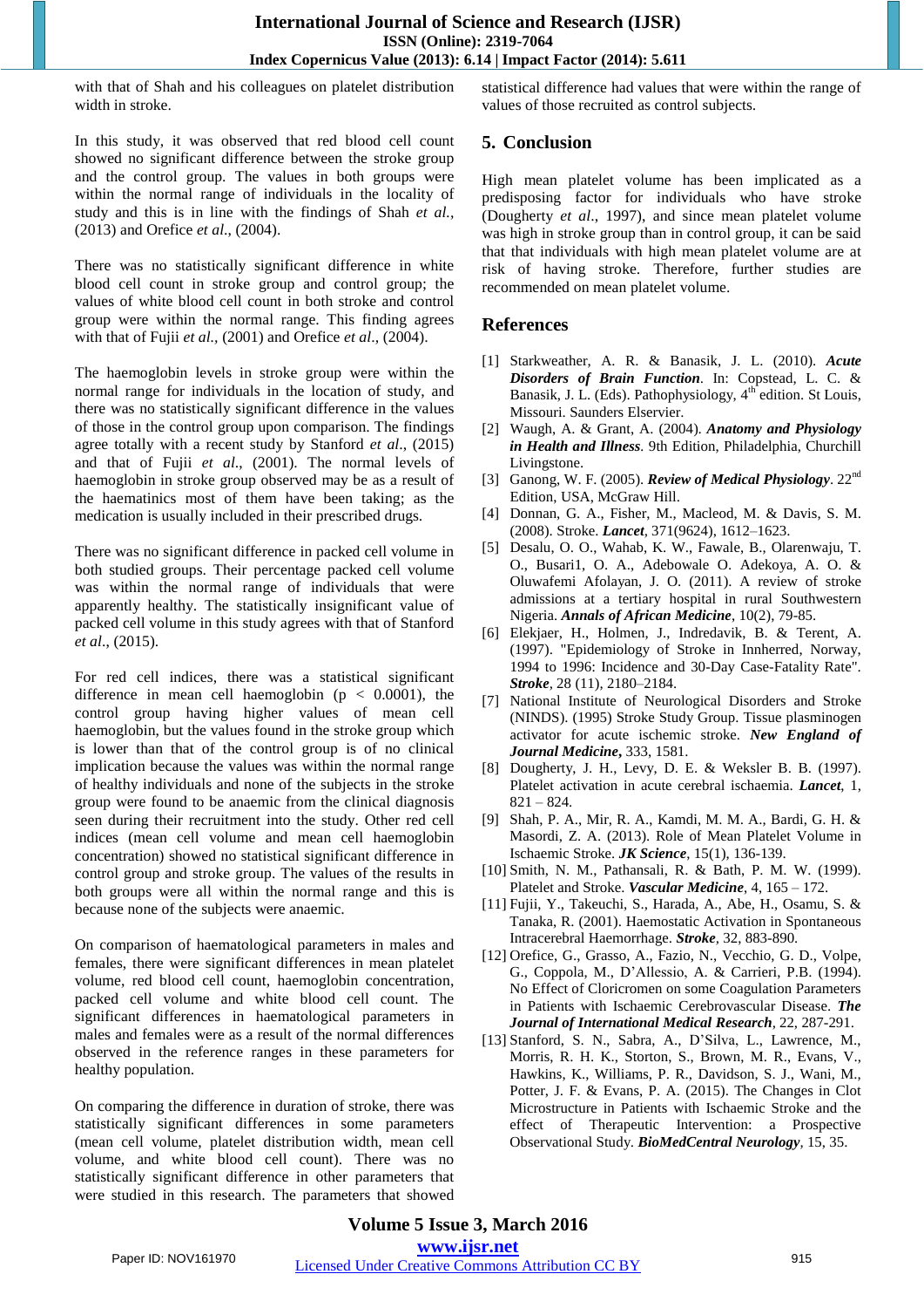with that of Shah and his colleagues on platelet distribution width in stroke.

In this study, it was observed that red blood cell count showed no significant difference between the stroke group and the control group. The values in both groups were within the normal range of individuals in the locality of study and this is in line with the findings of Shah *et al.*, (2013) and Orefice *et al*., (2004).

There was no statistically significant difference in white blood cell count in stroke group and control group; the values of white blood cell count in both stroke and control group were within the normal range. This finding agrees with that of Fujii *et al.*, (2001) and Orefice *et al*., (2004).

The haemoglobin levels in stroke group were within the normal range for individuals in the location of study, and there was no statistically significant difference in the values of those in the control group upon comparison. The findings agree totally with a recent study by Stanford *et al*., (2015) and that of Fujii *et al.*, (2001). The normal levels of haemoglobin in stroke group observed may be as a result of the haematinics most of them have been taking; as the medication is usually included in their prescribed drugs.

There was no significant difference in packed cell volume in both studied groups. Their percentage packed cell volume was within the normal range of individuals that were apparently healthy. The statistically insignificant value of packed cell volume in this study agrees with that of Stanford *et al*., (2015).

For red cell indices, there was a statistical significant difference in mean cell haemoglobin ($p < 0.0001$), the control group having higher values of mean cell haemoglobin, but the values found in the stroke group which is lower than that of the control group is of no clinical implication because the values was within the normal range of healthy individuals and none of the subjects in the stroke group were found to be anaemic from the clinical diagnosis seen during their recruitment into the study. Other red cell indices (mean cell volume and mean cell haemoglobin concentration) showed no statistical significant difference in control group and stroke group. The values of the results in both groups were all within the normal range and this is because none of the subjects were anaemic.

On comparison of haematological parameters in males and females, there were significant differences in mean platelet volume, red blood cell count, haemoglobin concentration, packed cell volume and white blood cell count. The significant differences in haematological parameters in males and females were as a result of the normal differences observed in the reference ranges in these parameters for healthy population.

On comparing the difference in duration of stroke, there was statistically significant differences in some parameters (mean cell volume, platelet distribution width, mean cell volume, and white blood cell count). There was no statistically significant difference in other parameters that were studied in this research. The parameters that showed statistical difference had values that were within the range of values of those recruited as control subjects.

## 5. Conclusion

High mean platelet volume has been implicated as a predisposing factor for individuals who have stroke (Dougherty *et al*., 1997), and since mean platelet volume was high in stroke group than in control group, it can be said that individuals with high mean platelet volume are at risk of having stroke. Therefore, further studies are recommended on mean platelet volume.

## References

[1] Starkweather, A. R. & Banasik, J. L. (2010). ***Acute Disorders of Brain Function***. In: Copstead, L. C. & Banasik, J. L. (Eds). Pathophysiology, 4th edition. St Louis, Missouri. Saunders Elsevier.

[2] Waugh, A. & Grant, A. (2004). ***Anatomy and Physiology in Health and Illness***. 9th Edition, Philadelphia, Churchill Livingstone.

[3] Ganong, W. F. (2005). ***Review of Medical Physiology***. 22nd Edition, USA, McGraw Hill.

[4] Donnan, G. A., Fisher, M., Macleod, M. & Davis, S. M. (2008). Stroke. ***Lancet***, 371(9624), 1612–1623.

[5] Desalu, O. O., Wahab, K. W., Fawale, B., Olarenwaju, T. O., Busari1, O. A., Adebowale O. Adekoya, A. O. & Oluwafemi Afolayan, J. O. (2011). A review of stroke admissions at a tertiary hospital in rural Southwestern Nigeria. ***Annals of African Medicine***, 10(2), 79-85.

[6] Elekjaer, H., Holmen, J., Indredavik, B. & Terent, A. (1997). "Epidemiology of Stroke in Innherred, Norway, 1994 to 1996: Incidence and 30-Day Case-Fatality Rate". ***Stroke***, 28 (11), 2180–2184.

[7] National Institute of Neurological Disorders and Stroke (NINDS). (1995) Stroke Study Group. Tissue plasminogen activator for acute ischemic stroke. ***New England of Journal Medicine***, 333, 1581.

[8] Dougherty, J. H., Levy, D. E. & Weksler B. B. (1997). Platelet activation in acute cerebral ischaemia. ***Lancet***, 1, 821 – 824.

[9] Shah, P. A., Mir, R. A., Kamdi, M. M. A., Bardi, G. H. & Masordi, Z. A. (2013). Role of Mean Platelet Volume in Ischaemic Stroke. ***JK Science***, 15(1), 136-139.

[10] Smith, N. M., Pathansali, R. & Bath, P. M. W. (1999). Platelet and Stroke. ***Vascular Medicine***, 4, 165 – 172.

[11] Fujii, Y., Takeuchi, S., Harada, A., Abe, H., Osamu, S. & Tanaka, R. (2001). Haemostatic Activation in Spontaneous Intracerebral Haemorrhage. ***Stroke***, 32, 883-890.

[12] Orefice, G., Grasso, A., Fazio, N., Vecchio, G. D., Volpe, G., Coppola, M., D'Allessio, A. & Carrieri, P.B. (1994). No Effect of Cloricromen on some Coagulation Parameters in Patients with Ischaemic Cerebrovascular Disease. ***The Journal of International Medical Research***, 22, 287-291.

[13] Stanford, S. N., Sabra, A., D'Silva, L., Lawrence, M., Morris, R. H. K., Storton, S., Brown, M. R., Evans, V., Hawkins, K., Williams, P. R., Davidson, S. J., Wani, M., Potter, J. F. & Evans, P. A. (2015). The Changes in Clot Microstructure in Patients with Ischaemic Stroke and the effect of Therapeutic Intervention: a Prospective Observational Study. ***BioMedCentral Neurology***, 15, 35.